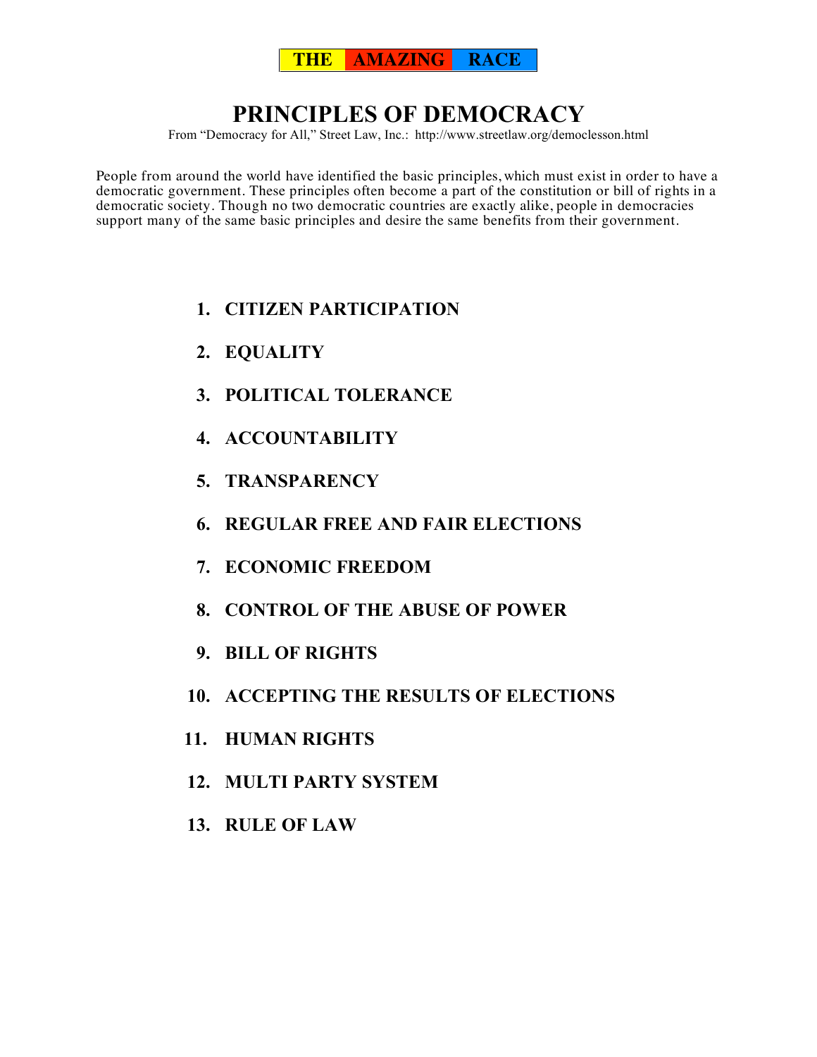**THE AMAZING RACE**

# PRINCIPLES OF DEMOCRACY

From "Democracy for All," Street Law, Inc.: http://www.streetlaw.org/democlesson.html

People from around the world have identified the basic principles, which must exist in order to have a democratic government. These principles often become a part of the constitution or bill of rights in a democratic society. Though no two democratic countries are exactly alike, people in democracies support many of the same basic principles and desire the same benefits from their government.

1. **CITIZEN PARTICIPATION**
2. **EQUALITY**
3. **POLITICAL TOLERANCE**
4. **ACCOUNTABILITY**
5. **TRANSPARENCY**
6. **REGULAR FREE AND FAIR ELECTIONS**
7. **ECONOMIC FREEDOM**
8. **CONTROL OF THE ABUSE OF POWER**
9. **BILL OF RIGHTS**
10. **ACCEPTING THE RESULTS OF ELECTIONS**
11. **HUMAN RIGHTS**
12. **MULTI PARTY SYSTEM**
13. **RULE OF LAW**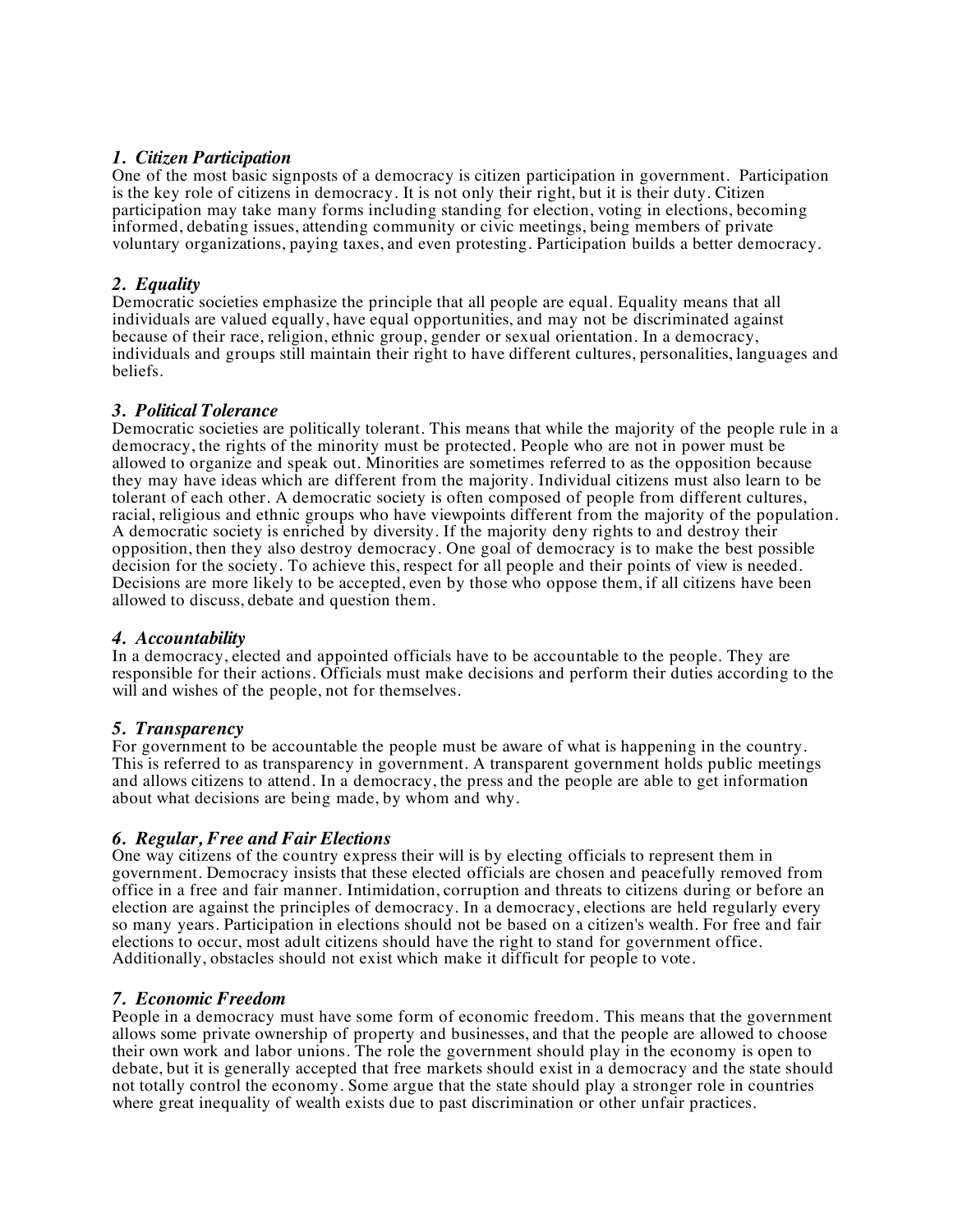### *1. Citizen Participation*

One of the most basic signposts of a democracy is citizen participation in government. Participation is the key role of citizens in democracy. It is not only their right, but it is their duty. Citizen participation may take many forms including standing for election, voting in elections, becoming informed, debating issues, attending community or civic meetings, being members of private voluntary organizations, paying taxes, and even protesting. Participation builds a better democracy.

### *2. Equality*

Democratic societies emphasize the principle that all people are equal. Equality means that all individuals are valued equally, have equal opportunities, and may not be discriminated against because of their race, religion, ethnic group, gender or sexual orientation. In a democracy, individuals and groups still maintain their right to have different cultures, personalities, languages and beliefs.

### *3. Political Tolerance*

Democratic societies are politically tolerant. This means that while the majority of the people rule in a democracy, the rights of the minority must be protected. People who are not in power must be allowed to organize and speak out. Minorities are sometimes referred to as the opposition because they may have ideas which are different from the majority. Individual citizens must also learn to be tolerant of each other. A democratic society is often composed of people from different cultures, racial, religious and ethnic groups who have viewpoints different from the majority of the population. A democratic society is enriched by diversity. If the majority deny rights to and destroy their opposition, then they also destroy democracy. One goal of democracy is to make the best possible decision for the society. To achieve this, respect for all people and their points of view is needed. Decisions are more likely to be accepted, even by those who oppose them, if all citizens have been allowed to discuss, debate and question them.

### *4. Accountability*

In a democracy, elected and appointed officials have to be accountable to the people. They are responsible for their actions. Officials must make decisions and perform their duties according to the will and wishes of the people, not for themselves.

### *5. Transparency*

For government to be accountable the people must be aware of what is happening in the country. This is referred to as transparency in government. A transparent government holds public meetings and allows citizens to attend. In a democracy, the press and the people are able to get information about what decisions are being made, by whom and why.

### *6. Regular, Free and Fair Elections*

One way citizens of the country express their will is by electing officials to represent them in government. Democracy insists that these elected officials are chosen and peacefully removed from office in a free and fair manner. Intimidation, corruption and threats to citizens during or before an election are against the principles of democracy. In a democracy, elections are held regularly every so many years. Participation in elections should not be based on a citizen's wealth. For free and fair elections to occur, most adult citizens should have the right to stand for government office. Additionally, obstacles should not exist which make it difficult for people to vote.

### *7. Economic Freedom*

People in a democracy must have some form of economic freedom. This means that the government allows some private ownership of property and businesses, and that the people are allowed to choose their own work and labor unions. The role the government should play in the economy is open to debate, but it is generally accepted that free markets should exist in a democracy and the state should not totally control the economy. Some argue that the state should play a stronger role in countries where great inequality of wealth exists due to past discrimination or other unfair practices.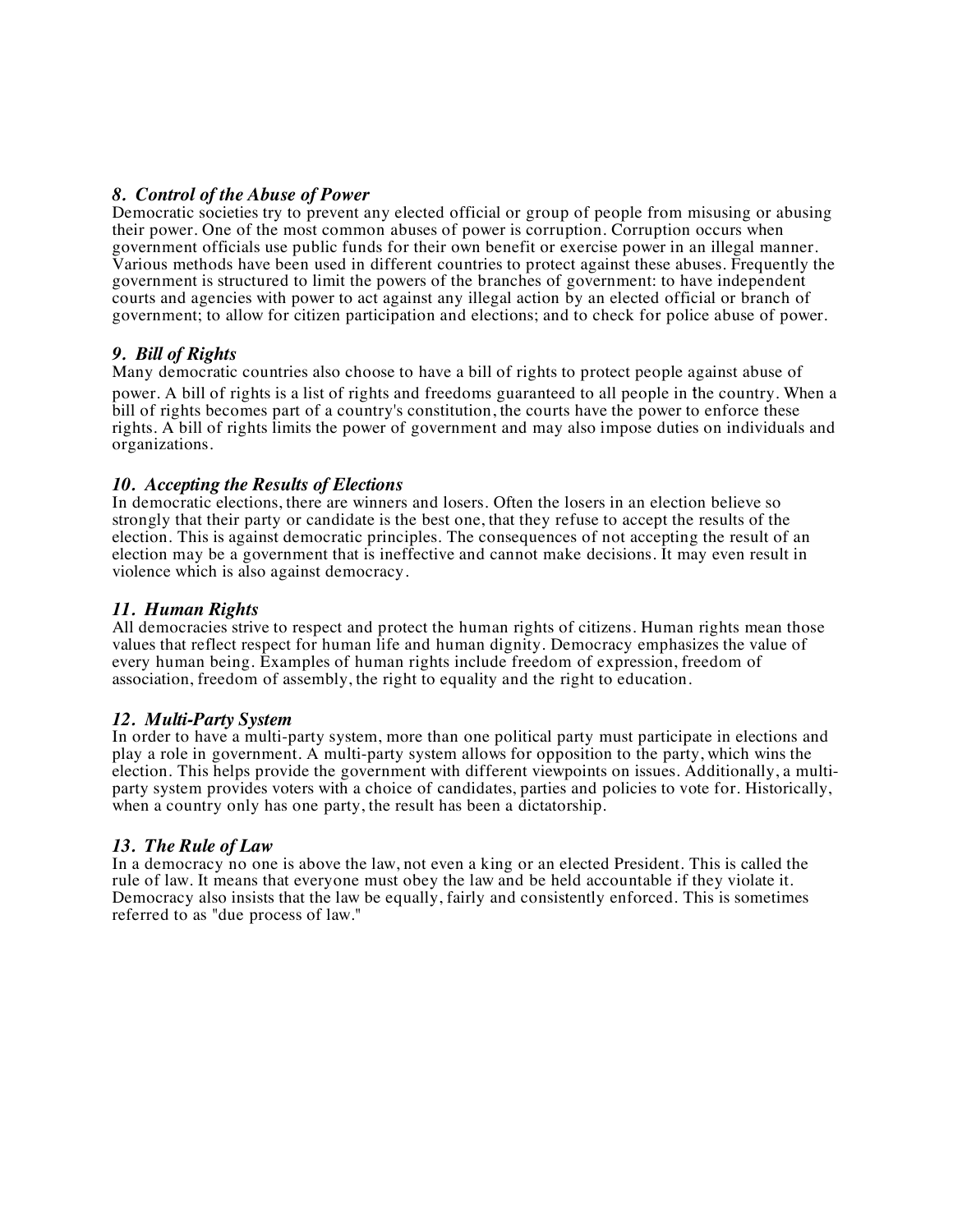### *8. Control of the Abuse of Power*

Democratic societies try to prevent any elected official or group of people from misusing or abusing their power. One of the most common abuses of power is corruption. Corruption occurs when government officials use public funds for their own benefit or exercise power in an illegal manner. Various methods have been used in different countries to protect against these abuses. Frequently the government is structured to limit the powers of the branches of government: to have independent courts and agencies with power to act against any illegal action by an elected official or branch of government; to allow for citizen participation and elections; and to check for police abuse of power.

### *9. Bill of Rights*

Many democratic countries also choose to have a bill of rights to protect people against abuse of power. A bill of rights is a list of rights and freedoms guaranteed to all people in the country. When a bill of rights becomes part of a country's constitution, the courts have the power to enforce these rights. A bill of rights limits the power of government and may also impose duties on individuals and organizations.

### *10. Accepting the Results of Elections*

In democratic elections, there are winners and losers. Often the losers in an election believe so strongly that their party or candidate is the best one, that they refuse to accept the results of the election. This is against democratic principles. The consequences of not accepting the result of an election may be a government that is ineffective and cannot make decisions. It may even result in violence which is also against democracy.

### *11. Human Rights*

All democracies strive to respect and protect the human rights of citizens. Human rights mean those values that reflect respect for human life and human dignity. Democracy emphasizes the value of every human being. Examples of human rights include freedom of expression, freedom of association, freedom of assembly, the right to equality and the right to education.

### *12. Multi-Party System*

In order to have a multi-party system, more than one political party must participate in elections and play a role in government. A multi-party system allows for opposition to the party, which wins the election. This helps provide the government with different viewpoints on issues. Additionally, a multi-party system provides voters with a choice of candidates, parties and policies to vote for. Historically, when a country only has one party, the result has been a dictatorship.

### *13. The Rule of Law*

In a democracy no one is above the law, not even a king or an elected President. This is called the rule of law. It means that everyone must obey the law and be held accountable if they violate it. Democracy also insists that the law be equally, fairly and consistently enforced. This is sometimes referred to as "due process of law."